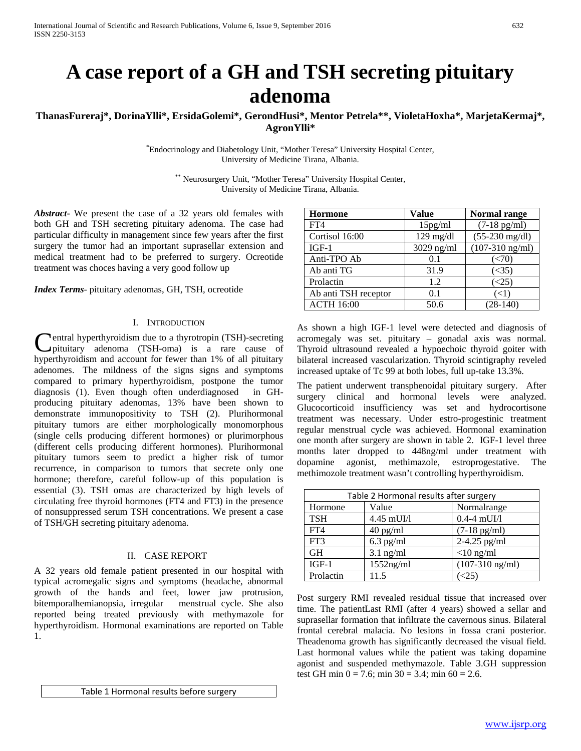# A case report of a GH and TSH secreting pituitary adenoma

**ThanasFureraj*, DorinaYlli*, ErsidaGolemi*, GerondHusi*, Mentor Petrela**, VioletaHoxha*, MarjetaKermaj*, AgronYlli***

[*]Endocrinology and Diabetology Unit, "Mother Teresa" University Hospital Center, University of Medicine Tirana, Albania.

[**] Neurosurgery Unit, "Mother Teresa" University Hospital Center, University of Medicine Tirana, Albania.

***Abstract***- We present the case of a 32 years old females with both GH and TSH secreting pituitary adenoma. The case had particular difficulty in management since few years after the first surgery the tumor had an important suprasellar extension and medical treatment had to be preferred to surgery. Ocreotide treatment was choces having a very good follow up

***Index Terms***- pituitary adenomas, GH, TSH, ocreotide

## I. Introduction

Central hyperthyroidism due to a thyrotropin (TSH)-secreting pituitary adenoma (TSH-oma) is a rare cause of hyperthyroidism and account for fewer than 1% of all pituitary adenomes. The mildness of the signs signs and symptoms compared to primary hyperthyroidism, postpone the tumor diagnosis (1). Even though often underdiagnosed in GH-producing pituitary adenomas, 13% have been shown to demonstrate immunopositivity to TSH (2). Plurihormonal pituitary tumors are either morphologically monomorphous (single cells producing different hormones) or plurimorphous (different cells producing different hormones). Plurihormonal pituitary tumors seem to predict a higher risk of tumor recurrence, in comparison to tumors that secrete only one hormone; therefore, careful follow-up of this population is essential (3). TSH omas are characterized by high levels of circulating free thyroid hormones (FT4 and FT3) in the presence of nonsuppressed serum TSH concentrations. We present a case of TSH/GH secreting pituitary adenoma.

## II. Case Report

A 32 years old female patient presented in our hospital with typical acromegalic signs and symptoms (headache, abnormal growth of the hands and feet, lower jaw protrusion, bitemporalhemianopsia, irregular menstrual cycle. She also reported being treated previously with methymazole for hyperthyroidism. Hormonal examinations are reported on Table 1.

Table 1 Hormonal results before surgery

| Hormone | Value | Normal range |
|---|---|---|
| FT4 | 15pg/ml | (7-18 pg/ml) |
| Cortisol 16:00 | 129 mg/dl | (55-230 mg/dl) |
| IGF-1 | 3029 ng/ml | (107-310 ng/ml) |
| Anti-TPO Ab | 0.1 | (<70) |
| Ab anti TG | 31.9 | (<35) |
| Prolactin | 1.2 | (<25) |
| Ab anti TSH receptor | 0.1 | (<1) |
| ACTH 16:00 | 50.6 | (28-140) |

As shown a high IGF-1 level were detected and diagnosis of acromegaly was set. pituitary – gonadal axis was normal. Thyroid ultrasound revealed a hypoechoic thyroid goiter with bilateral increased vascularization. Thyroid scintigraphy reveled increased uptake of Tc 99 at both lobes, full up-take 13.3%.

The patient underwent transphenoidal pituitary surgery. After surgery clinical and hormonal levels were analyzed. Glucocorticoid insufficiency was set and hydrocortisone treatment was necessary. Under estro-progestinic treatment regular menstrual cycle was achieved. Hormonal examination one month after surgery are shown in table 2. IGF-1 level three months later dropped to 448ng/ml under treatment with dopamine agonist, methimazole, estroprogestative. The methimozole treatment wasn't controlling hyperthyroidism.

Table 2 Hormonal results after surgery

| Hormone | Value | Normalrange |
|---|---|---|
| TSH | 4.45 mUI/l | 0.4-4 mUI/l |
| FT4 | 40 pg/ml | (7-18 pg/ml) |
| FT3 | 6.3 pg/ml | 2-4.25 pg/ml |
| GH | 3.1 ng/ml | <10 ng/ml |
| IGF-1 | 1552ng/ml | (107-310 ng/ml) |
| Prolactin | 11.5 | (<25) |

Post surgery RMI revealed residual tissue that increased over time. The patientLast RMI (after 4 years) showed a sellar and suprasellar formation that infiltrate the cavernous sinus. Bilateral frontal cerebral malacia. No lesions in fossa crani posterior. Theadenoma growth has significantly decreased the visual field. Last hormonal values while the patient was taking dopamine agonist and suspended methymazole. Table 3.GH suppression test GH min 0 = 7.6; min 30 = 3.4; min 60 = 2.6.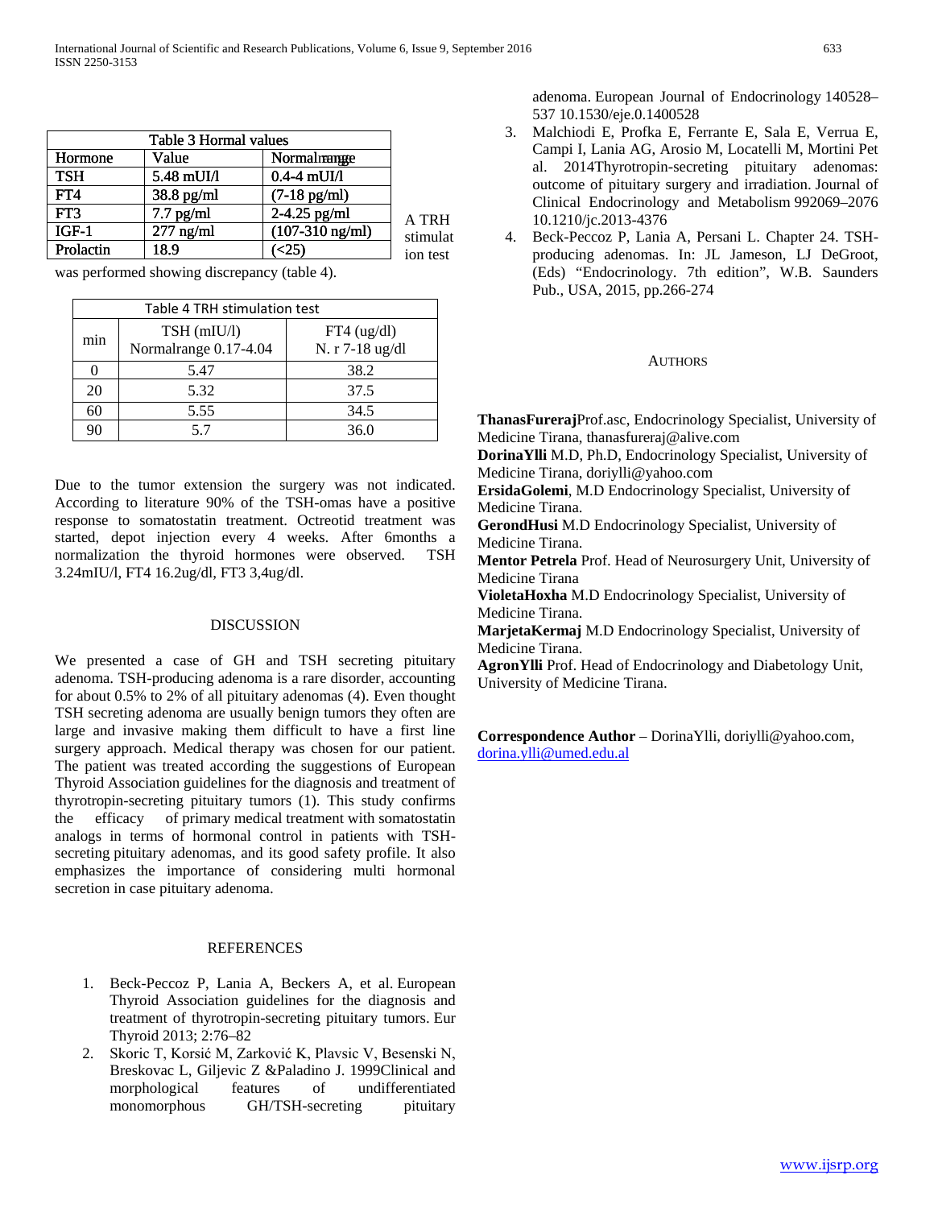| Table 3 Hormal values | | |
|---|---|---|
| Hormone | Value | Normal range |
| TSH | 5.48 mUI/l | 0.4-4 mUI/l |
| FT4 | 38.8 pg/ml | (7-18 pg/ml) |
| FT3 | 7.7 pg/ml | 2-4.25 pg/ml |
| IGF-1 | 277 ng/ml | (107-310 ng/ml) |
| Prolactin | 18.9 | (<25) |

A TRH stimulation test was performed showing discrepancy (table 4).

| Table 4 TRH stimulation test | | |
|---|---|---|
| min | TSH (mIU/l) Normalrange 0.17-4.04 | FT4 (ug/dl) N. r 7-18 ug/dl |
| 0 | 5.47 | 38.2 |
| 20 | 5.32 | 37.5 |
| 60 | 5.55 | 34.5 |
| 90 | 5.7 | 36.0 |

Due to the tumor extension the surgery was not indicated. According to literature 90% of the TSH-omas have a positive response to somatostatin treatment. Octreotid treatment was started, depot injection every 4 weeks. After 6months a normalization the thyroid hormones were observed. TSH 3.24mIU/l, FT4 16.2ug/dl, FT3 3,4ug/dl.

## DISCUSSION

We presented a case of GH and TSH secreting pituitary adenoma. TSH-producing adenoma is a rare disorder, accounting for about 0.5% to 2% of all pituitary adenomas (4). Even thought TSH secreting adenoma are usually benign tumors they often are large and invasive making them difficult to have a first line surgery approach. Medical therapy was chosen for our patient. The patient was treated according the suggestions of European Thyroid Association guidelines for the diagnosis and treatment of thyrotropin-secreting pituitary tumors (1). This study confirms the efficacy of primary medical treatment with somatostatin analogs in terms of hormonal control in patients with TSH-secreting pituitary adenomas, and its good safety profile. It also emphasizes the importance of considering multi hormonal secretion in case pituitary adenoma.

## REFERENCES

1. Beck-Peccoz P, Lania A, Beckers A, et al. European Thyroid Association guidelines for the diagnosis and treatment of thyrotropin-secreting pituitary tumors. Eur Thyroid 2013; 2:76–82
2. Skoric T, Korsić M, Zarković K, Plavsic V, Besenski N, Breskovac L, Giljevic Z &Paladino J. 1999Clinical and morphological features of undifferentiated monomorphous GH/TSH-secreting pituitary adenoma. European Journal of Endocrinology 140528–537 10.1530/eje.0.1400528
3. Malchiodi E, Profka E, Ferrante E, Sala E, Verrua E, Campi I, Lania AG, Arosio M, Locatelli M, Mortini Pet al. 2014Thyrotropin-secreting pituitary adenomas: outcome of pituitary surgery and irradiation. Journal of Clinical Endocrinology and Metabolism 992069–2076 10.1210/jc.2013-4376
4. Beck-Peccoz P, Lania A, Persani L. Chapter 24. TSH-producing adenomas. In: JL Jameson, LJ DeGroot, (Eds) "Endocrinology. 7th edition", W.B. Saunders Pub., USA, 2015, pp.266-274

## AUTHORS

**ThanasFureraj**Prof.asc, Endocrinology Specialist, University of Medicine Tirana, thanasfureraj@alive.com

**DorinaYlli** M.D, Ph.D, Endocrinology Specialist, University of Medicine Tirana, doriylli@yahoo.com

**ErsidaGolemi**, M.D Endocrinology Specialist, University of Medicine Tirana.

**GerondHusi** M.D Endocrinology Specialist, University of Medicine Tirana.

**Mentor Petrela** Prof. Head of Neurosurgery Unit, University of Medicine Tirana

**VioletaHoxha** M.D Endocrinology Specialist, University of Medicine Tirana.

**MarjetaKermaj** M.D Endocrinology Specialist, University of Medicine Tirana.

**AgronYlli** Prof. Head of Endocrinology and Diabetology Unit, University of Medicine Tirana.

**Correspondence Author** – DorinaYlli, doriylli@yahoo.com, dorina.ylli@umed.edu.al